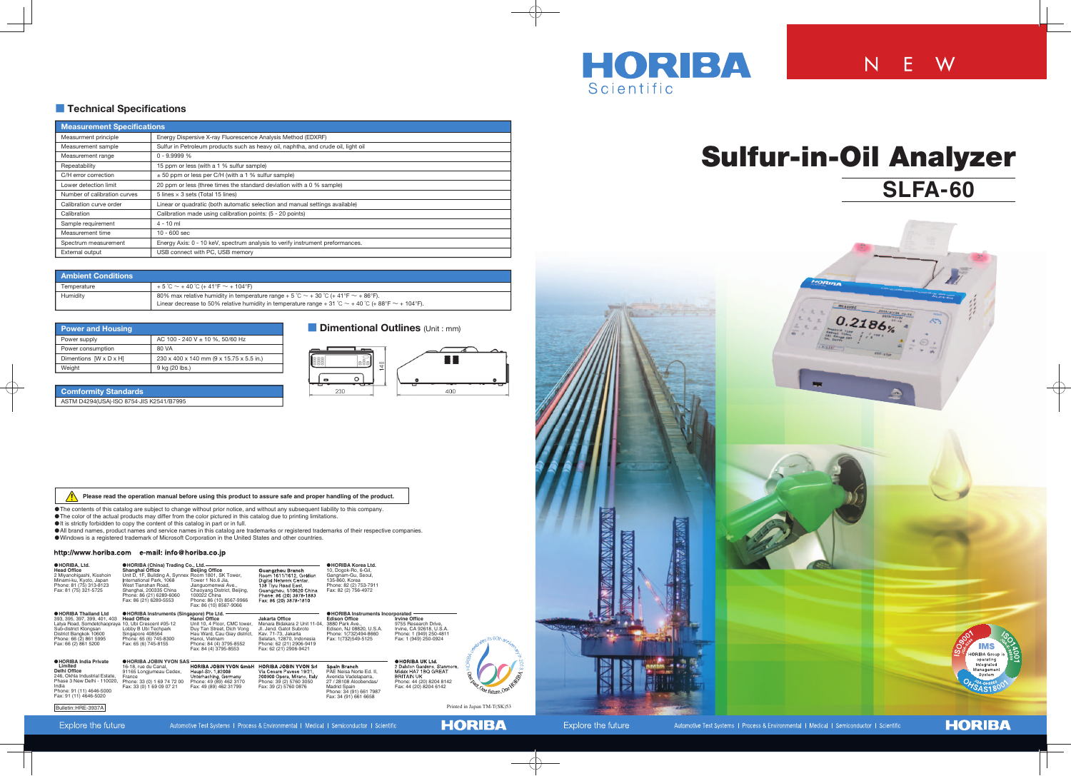HORIBA Scientific

NEW

# Sulfur-in-Oil Analyzer

## SLFA-60

## Technical Specifications

| Measurement Specifications | |
|---|---|
| Measurement principle | Energy Dispersive X-ray Fluorescence Analysis Method (EDXRF) |
| Measurement sample | Sulfur in Petroleum products such as heavy oil, naphtha, and crude oil, light oil |
| Measurement range | 0 - 9.9999 % |
| Repeatability | 15 ppm or less (with a 1 % sulfur sample) |
| C/H error correction | ± 50 ppm or less per C/H (with a 1 % sulfur sample) |
| Lower detection limit | 20 ppm or less (three times the standard deviation with a 0 % sample) |
| Number of calibration curves | 5 lines × 3 sets (Total 15 lines) |
| Calibration curve order | Linear or quadratic (both automatic selection and manual settings available) |
| Calibration | Calibration made using calibration points: (5 - 20 points) |
| Sample requirement | 4 - 10 ml |
| Measurement time | 10 - 600 sec |
| Spectrum measurement | Energy Axis: 0 - 10 keV, spectrum analysis to verify instrument preformances. |
| External output | USB connect with PC, USB memory |

| Ambient Conditions | |
|---|---|
| Temperature | + 5 ˚C ~ + 40 ˚C (+ 41°F ~ + 104°F) |
| Humidity | 80% max relative humidity in temperature range + 5 ˚C ~ + 30 ˚C (+ 41°F ~ + 86°F). Linear decrease to 50% relative humidity in temperature range + 31 ˚C ~ + 40 ˚C (+ 88°F ~ + 104°F). |

| Power and Housing | |
|---|---|
| Power supply | AC 100 - 240 V ± 10 %, 50/60 Hz |
| Power consumption | 80 VA |
| Dimentions [W x D x H] | 230 x 400 x 140 mm (9 x 15.75 x 5.5 in.) |
| Weight | 9 kg (20 lbs.) |

| Comformity Standards |
|---|
| ASTM D4294(USA)·ISO 8754·JIS K2541/B7995 |

## Dimentional Outlines (Unit : mm)

230 / 140 / 400

⚠ **Please read the operation manual before using this product to assure safe and proper handling of the product.**

- The contents of this catalog are subject to change without prior notice, and without any subsequent liability to this company.
- The color of the actual products may differ from the color pictured in this catalog due to printing limitations.
- It is strictly forbidden to copy the content of this catalog in part or in full.
- All brand names, product names and service names in this catalog are trademarks or registered trademarks of their respective companies.
- Windows is a registered trademark of Microsoft Corporation in the United States and other countries.

http://www.horiba.com e-mail: info@horiba.co.jp

**HORIBA, Ltd.**
**Head Office**
2 Miyanohigashi, Kisshoin Minami-ku, Kyoto, Japan
Phone: 81 (75) 313-8123
Fax: 81 (75) 321-5725

**HORIBA (China) Trading Co., Ltd.**
**Shanghai Office**
Unit D, 1F, Building A, Synnex International Park, 1068 West Tianshan Road, Shanghai, 200335 China
Phone: 86 (21) 6289-6060
Fax: 86 (21) 6289-5553

**Beijing Office**
Room 1801, SK Tower, Tower 1 No.6 Jia, Jianguomenwai Ave., Chaoyang District, Beijing, 100022 China
Phone: 86 (10) 8567-9966
Fax: 86 (10) 8567-9066

**Guangzhou Branch**
Room 1611/1612, Goldion Digital Network Center, 138 Tiyu Road East, Guangzhou, 510620 China
Phone: 86 (20) 3878-1883
Fax: 86 (20) 3878-1810

**HORIBA Korea Ltd.**
10, Dogok-Ro, 6-Gil, Gangnam-Gu, Seoul, 135-860, Korea
Phone: 82 (2) 753-7911
Fax: 82 (2) 756-4972

**HORIBA Thailand Ltd**
393, 395, 397, 399, 401, 403 Latya Road, Somdetchaopraya Sub-district Klongsan District Bangkok 10600
Phone: 66 (2) 861 5995
Fax: 66 (2) 861 5200

**HORIBA Instruments (Singapore) Pte Ltd.**
**Head Office**
10, Ubi Crescent #05-12 Lobby B Ubi Techpark Singapore 408564
Phone: 65 (6) 745-8300
Fax: 65 (6) 745-8155

**Hanoi Office**
Unit 10, 4 Floor, CMC tower, Duy Tan Street, Dich Vong Hau Ward, Cau Giay district, Hanoi, Vietnam
Phone: 84 (4) 3795-8552
Fax: 84 (4) 3795-8553

**Jakarta Office**
Menara Bidakara 2 Unit 11-04, Jl. Jend. Gatot Subroto Kav. 71-73, Jakarta Selatan, 12870, Indonesia
Phone: 62 (21) 2906-9419
Fax: 62 (21) 2906-9421

**HORIBA Instruments Incorporated**
**Edison Office**
3880 Park Ave., Edison, NJ 08820, U.S.A.
Phone: 1(732)494-8660
Fax: 1(732)549-5125

**Irvine Office**
9755 Research Drive, Irvine, CA 92618, U.S.A.
Phone: 1 (949) 250-4811
Fax: 1 (949) 250-0924

**HORIBA India Private Limited**
**Delhi Office**
246, Okhla Industrial Estate, Phase 3 New Delhi - 110020, India
Phone: 91 (11) 4646-5000
Fax: 91 (11) 4646-5020

**HORIBA JOBIN YVON SAS**
16-18, rue du Canal, 91165 Longjumeau Cedex, France
Phone: 33 (0) 1 69 74 72 00
Fax: 33 (0) 1 69 09 07 21

**HORIBA JOBIN YVON GmbH**
Hauptstr. 1, 82008 Unterhaching, Germany
Phone: 49 (89) 462 3170
Fax: 49 (89) 462 31799

**HORIBA JOBIN YVON Srl**
Via Cesare Pavese 19/21, 20090 Opera, Milano, Italy
Phone: 39 (2) 5760 3050
Fax: 39 (2) 5760 0876

**Spain Branch**
PAE Neisa Norte Ed. II, Avenida Vadelaparra, 27 / 28108 Alcobendas/ Madrid Spain
Phone: 34 (91) 661 7987
Fax: 34 (91) 661 6658

**HORIBA UK Ltd.**
2 Dalston Gardens, Stanmore, Middx HA7 1BQ GREAT BRITAIN UK
Phone: 44 (20) 8204 8142
Fax: 44 (20) 8204 6142

Bulletin:HRE-3937A

Printed in Japan TM-T(SK)53

Explore the future — Automotive Test Systems | Process & Environmental | Medical | Semiconductor | Scientific — HORIBA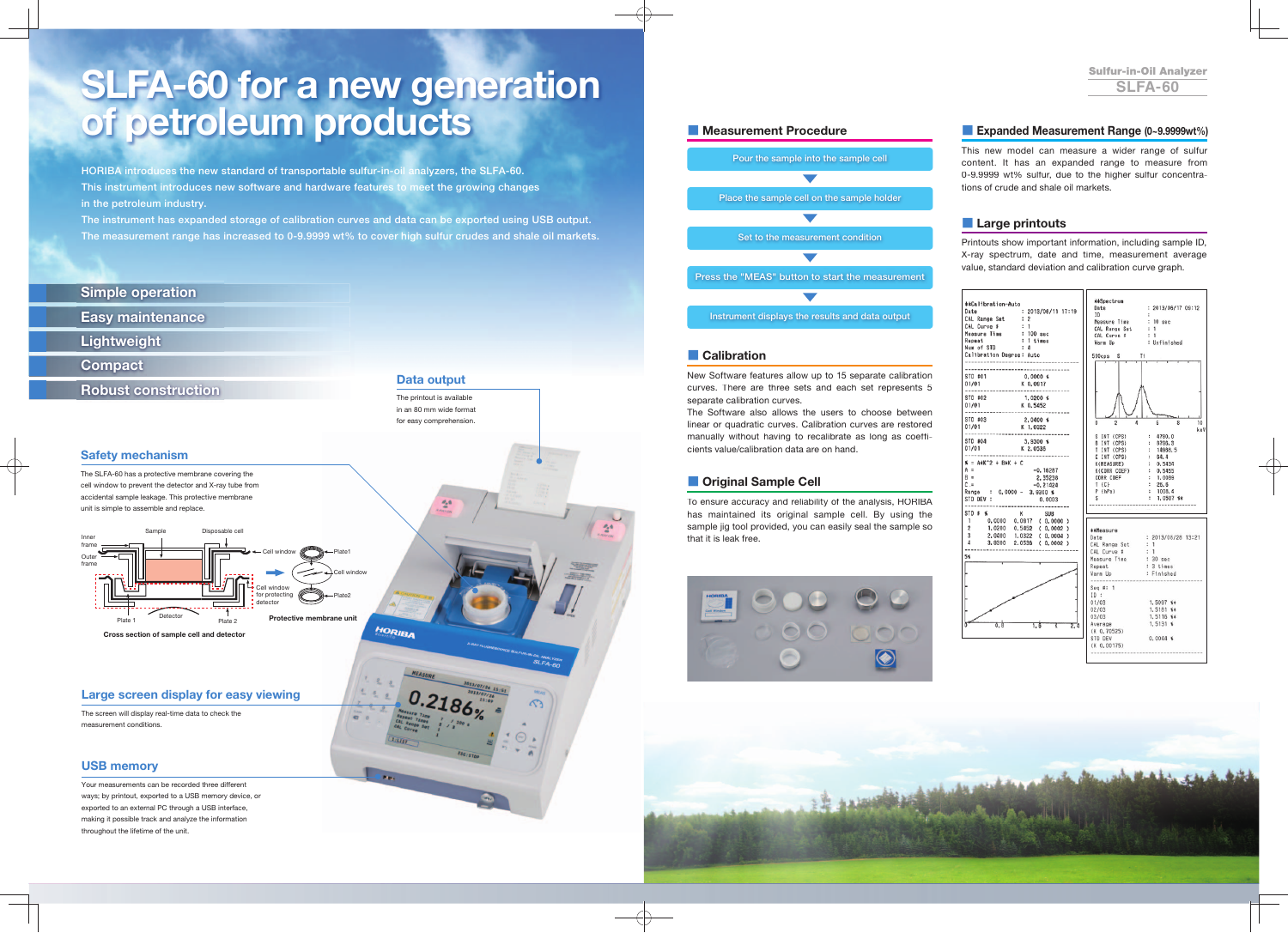# SLFA-60 for a new generation of petroleum products

HORIBA introduces the new standard of transportable sulfur-in-oil analyzers, the SLFA-60.
This instrument introduces new software and hardware features to meet the growing changes in the petroleum industry.
The instrument has expanded storage of calibration curves and data can be exported using USB output.
The measurement range has increased to 0-9.9999 wt% to cover high sulfur crudes and shale oil markets.

- Simple operation
- Easy maintenance
- Lightweight
- Compact
- Robust construction

## Data output

The printout is available in an 80 mm wide format for easy comprehension.

## Safety mechanism

The SLFA-60 has a protective membrane covering the cell window to prevent the detector and X-ray tube from accidental sample leakage. This protective membrane unit is simple to assemble and replace.

Inner frame
Outer frame
Sample
Disposable cell
Cell window
Plate 1
Detector
Plate 2
Cell window for protecting detector

Cross section of sample cell and detector

Plate1
Cell window
Plate2

Protective membrane unit

## Large screen display for easy viewing

The screen will display real-time data to check the measurement conditions.

## USB memory

Your measurements can be recorded three different ways; by printout, exported to a USB memory device, or exported to an external PC through a USB interface, making it possible track and analyze the information throughout the lifetime of the unit.

Sulfur-in-Oil Analyzer
SLFA-60

## Measurement Procedure

1. Pour the sample into the sample cell
2. Place the sample cell on the sample holder
3. Set to the measurement condition
4. Press the "MEAS" button to start the measurement
5. Instrument displays the results and data output

## Calibration

New Software features allow up to 15 separate calibration curves. There are three sets and each set represents 5 separate calibration curves.
The Software allows users to choose between linear or quadratic curves. Calibration curves are restored manually without having to recalibrate as long as coefficients value/calibration data are on hand.

## Original Sample Cell

To ensure accuracy and reliability of the analysis, HORIBA has maintained its original sample cell. By using the sample jig tool provided, you can easily seal the sample so that it is leak free.

## Expanded Measurement Range (0~9.9999wt%)

This new model can measure a wider range of sulfur content. It has an expanded range to measure from 0-9.9999 wt% sulfur, due to the higher sulfur concentrations of crude and shale oil markets.

## Large printouts

Printouts show important information, including sample ID, X-ray spectrum, date and time, measurement average value, standard deviation and calibration curve graph.